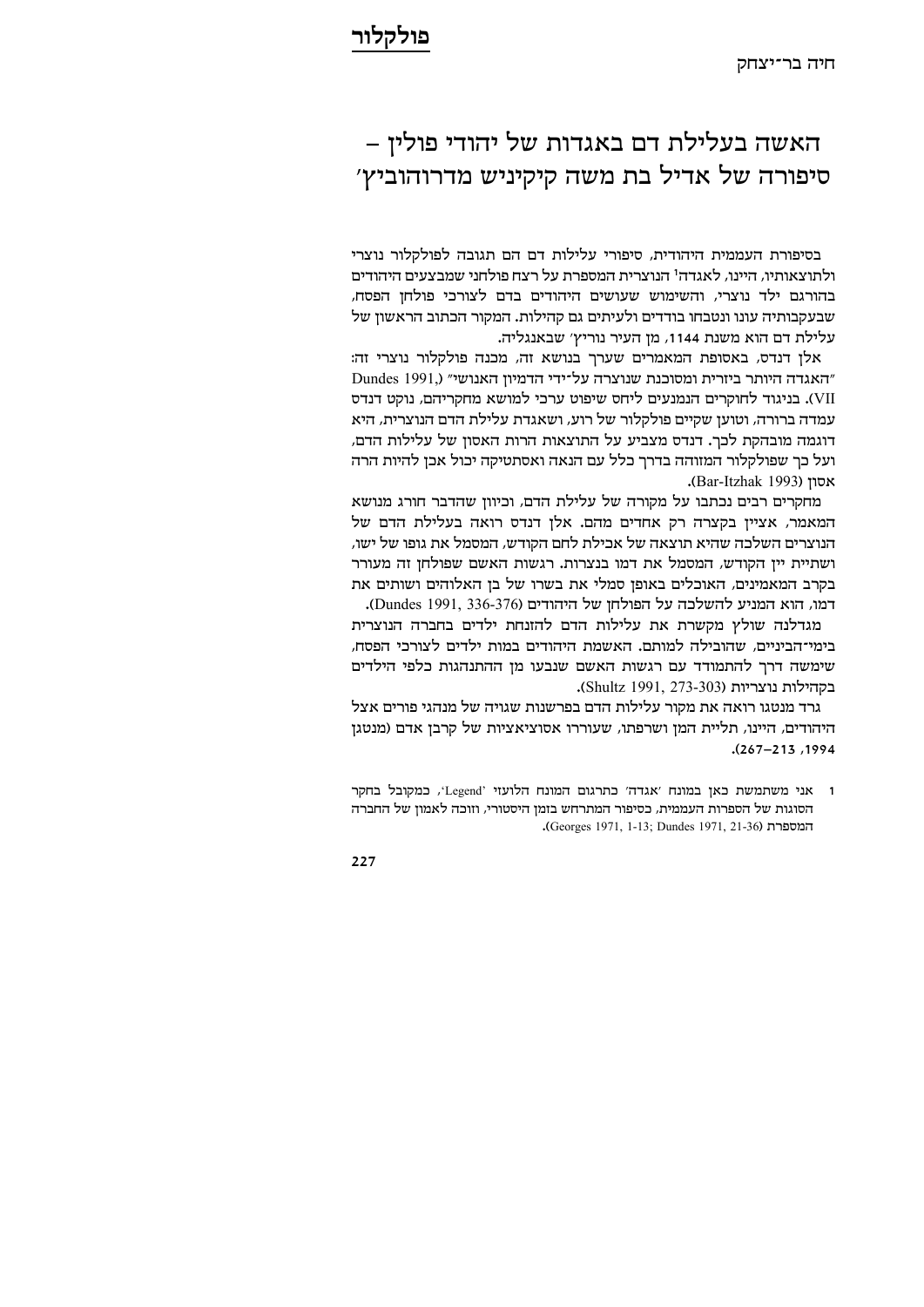**פולקלור**

חיה בר־יצחק

# האשה בעלילת דם באגדות של יהודי פולין – סיפורה של אדיל בת משה קיקיניש מדרוהוביץ'

בסיפורת העממית היהודית, סיפורי עלילות דם הם תגובה לפולקלור נוצרי ולתוצאותיו, היינו, לאגדה[1] הנוצרית המספרת על רצח פולחני שמבצעים היהודים בהורגם ילד נוצרי, והשימוש שעושים היהודים בדם לצורכי פולחן הפסח, שבעקבותיה עונו ונטבחו בודדים ולעיתים גם קהילות. המקור הכתוב הראשון של עלילת דם הוא משנת 1144, מן העיר נוריץ' שבאנגליה.

אלן דנדס, באסופת המאמרים שערך בנושא זה, מכנה פולקלור נוצרי זה: "האגדה היותר ביזרית ומסוכנת שנוצרה על־ידי הדמיון האנושי" (Dundes 1991, VII). בניגוד לחוקרים הנמנעים ליחס שיפוט ערכי למושא מחקריהם, נוקט דנדס עמדה ברורה, וטוען שקיים פולקלור של רוע, ושאגדת עלילת הדם הנוצרית, היא דוגמה מובהקת לכך. דנדס מצביע על התוצאות הרות האסון של עלילות הדם, ועל כך שפולקלור המזוהה בדרך כלל עם הנאה ואסתטיקה יכול אכן להיות הרה אסון (Bar-Itzhak 1993).

מחקרים רבים נכתבו על מקורה של עלילת הדם, וכיוון שהדבר חורג מנושא המאמר, אציין בקצרה רק אחדים מהם. אלן דנדס רואה בעלילת הדם של הנוצרים השלכה שהיא תוצאה של אכילת לחם הקודש, המסמל את גופו של ישו, ושתיית יין הקודש, המסמל את דמו בנצרות. רגשות האשם שפולחן זה מעורר בקרב המאמינים, האוכלים באופן סמלי את בשרו של בן האלוהים ושותים את דמו, הוא המניע להשלכה על הפולחן של היהודים (Dundes 1991, 336-376).

מגדלנה שולץ מקשרת את עלילות הדם להזנחת ילדים בחברה הנוצרית בימי־הביניים, שהובילה למותם. האשמת היהודים במות ילדים לצורכי הפסח, שימשה דרך להתמודד עם רגשות האשם שנבעו מן ההתנהגות כלפי הילדים בקהילות נוצריות (Shultz 1991, 273-303).

גרד מנטגו רואה את מקור עלילות הדם בפרשנות שגויה של מנהגי פורים אצל היהודים, היינו, תליית המן ושרפתו, שעוררו אסוציאציות של קרבן אדם (מנטגן 1994, 213–267).

---

1 אני משתמשת כאן במונח 'אגדה' כתרגום המונח הלועזי 'Legend', כמקובל בחקר הסוגות של הספרות העממית, כסיפור המתרחש בזמן היסטורי, ווזכה לאמון של החברה המספרת (Georges 1971, 1-13; Dundes 1971, 21-36).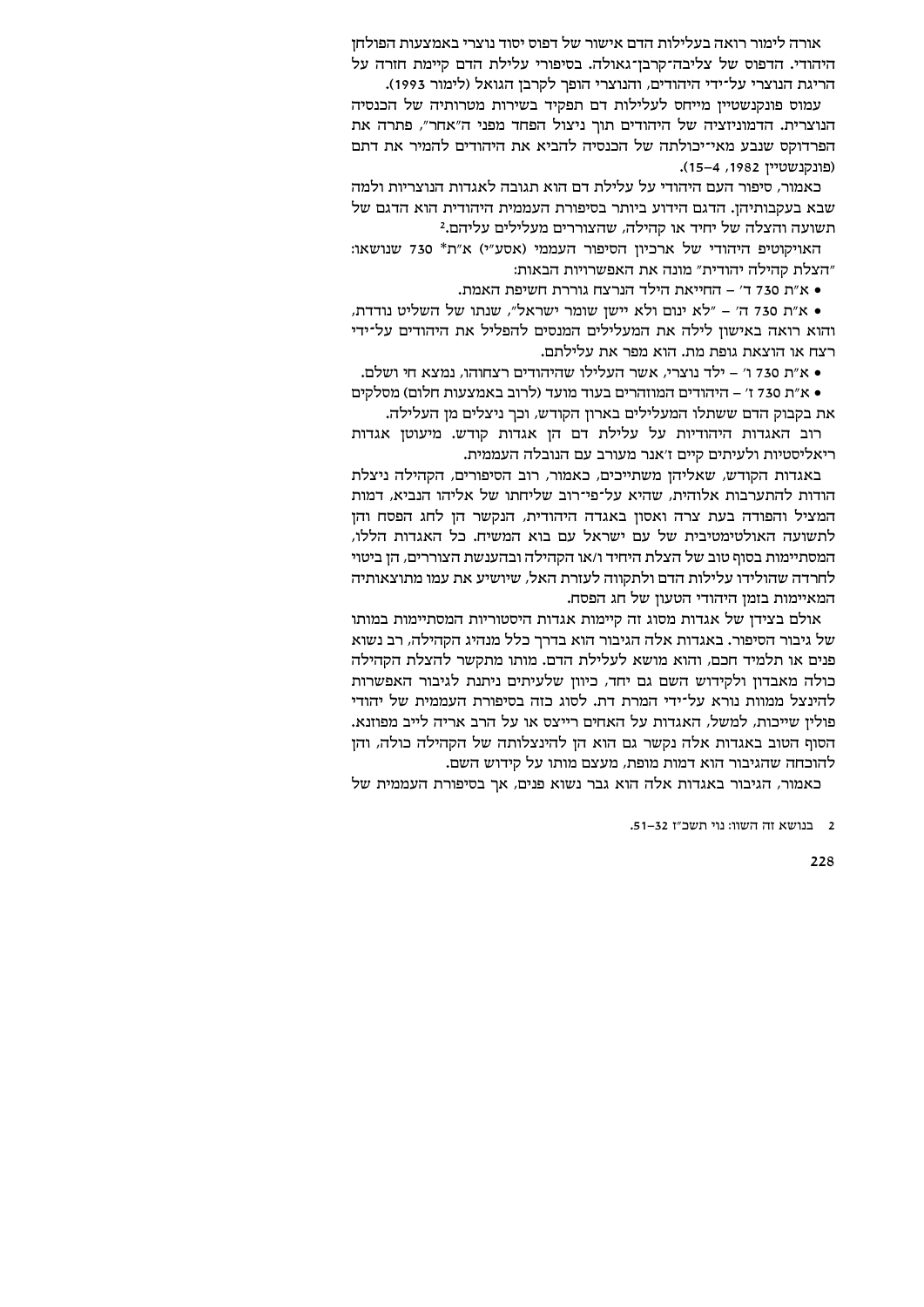אורה לימור רואה בעלילות הדם אישור של דפוס יסוד נוצרי באמצעות הפולחן היהודי. הדפוס של צליבה־קרבן־גאולה. בסיפורי עלילת הדם קיימת חזרה על הריגת הנוצרי על־ידי היהודים, והנוצרי הופך לקרבן הגואל (לימור 1993).

עמוס פונקנשטיין מייחס לעלילות דם תפקיד בשירות מטרותיה של הכנסיה הנוצרית. הדמוניזציה של היהודים תוך ניצול הפחד מפני ה"אחר", פתרה את הפרדוקס שנבע מאי־יכולתה של הכנסיה להביא את היהודים להמיר את דתם (פונקנשטיין 1982, 4–15).

כאמור, סיפור העם היהודי על עלילת דם הוא תגובה לאגדות הנוצריות ולמה שבא בעקבותיהן. הדגם הידוע ביותר בסיפורת העממית היהודית הוא הדגם של תשועה והצלה של יחיד או קהילה, שהצוררים מעלילים עליהם.[2]

האויקוטיפ היהודי של ארכיון הסיפור העממי (אסע"י) א"ת* 730 שנושאו: "הצלת קהילה יהודית" מונה את האפשרויות הבאות:

- א"ת 730 ד' – החייאת הילד הנרצח גוררת חשיפת האמת.
- א"ת 730 ה' – "לא ינום ולא יישן שומר ישראל", שנתו של השליט נודדת, והוא רואה באישון לילה את המעלילים המנסים להפליל את היהודים על־ידי רצח או הוצאת גופת מת. הוא מפר את עלילתם.
- א"ת 730 ו' – ילד נוצרי, אשר העלילו שהיהודים רצחוהו, נמצא חי ושלם.
- א"ת 730 ז' – היהודים המוזהרים בעוד מועד (לרוב באמצעות חלום) מסלקים את בקבוק הדם ששתלו המעלילים בארון הקודש, וכך ניצלים מן העלילה.

רוב האגדות היהודיות על עלילת דם הן אגדות קודש. מיעוטן אגדות ריאליסטיות ולעיתים קיים ז'אנר מעורב עם הנובלה העממית.

באגדות הקודש, שאליהן משתייכים, כאמור, רוב הסיפורים, הקהילה ניצלת הודות להתערבות אלוהית, שהיא על־פי־רוב שליחתו של אליהו הנביא, דמות המציל והפודה בעת צרה ואסון באגדה היהודית, הנקשר הן לחג הפסח והן לתשועה האולטימטיבית של עם ישראל עם בוא המשיח. כל האגדות הללו, המסתיימות בסוף טוב של הצלת היחיד ו/או הקהילה ובהענשת הצוררים, הן ביטוי לחרדה שהולידו עלילות הדם ולתקווה לעזרת האל, שיושיע את עמו מתוצאותיה המאיימות בזמן היהודי הטעון של חג הפסח.

אולם בצידן של אגדות מסוג זה קיימות אגדות היסטוריות המסתיימות במותו של גיבור הסיפור. באגדות אלה הגיבור הוא בדרך כלל מנהיג הקהילה, רב נשוא פנים או תלמיד חכם, והוא מושא לעלילת הדם. מותו מתקשר להצלת הקהילה כולה מאבדון ולקידוש השם גם יחד, כיוון שלעיתים ניתנת לגיבור האפשרות להינצל ממוות נורא על־ידי המרת דת. לסוג כזה בסיפורת העממית של יהודי פולין שייכות, למשל, האגדות על האחים רייצס או על הרב אריה לייב מפוזנא. הסוף הטוב באגדות אלה נקשר גם הוא הן להינצלותה של הקהילה כולה, והן להוכחה שהגיבור הוא דמות מופת, מעצם מותו על קידוש השם.

כאמור, הגיבור באגדות אלה הוא גבר נשוא פנים, אך בסיפורת העממית של

---

2 בנושא זה השוו: נוי תשכ"ז 32–51.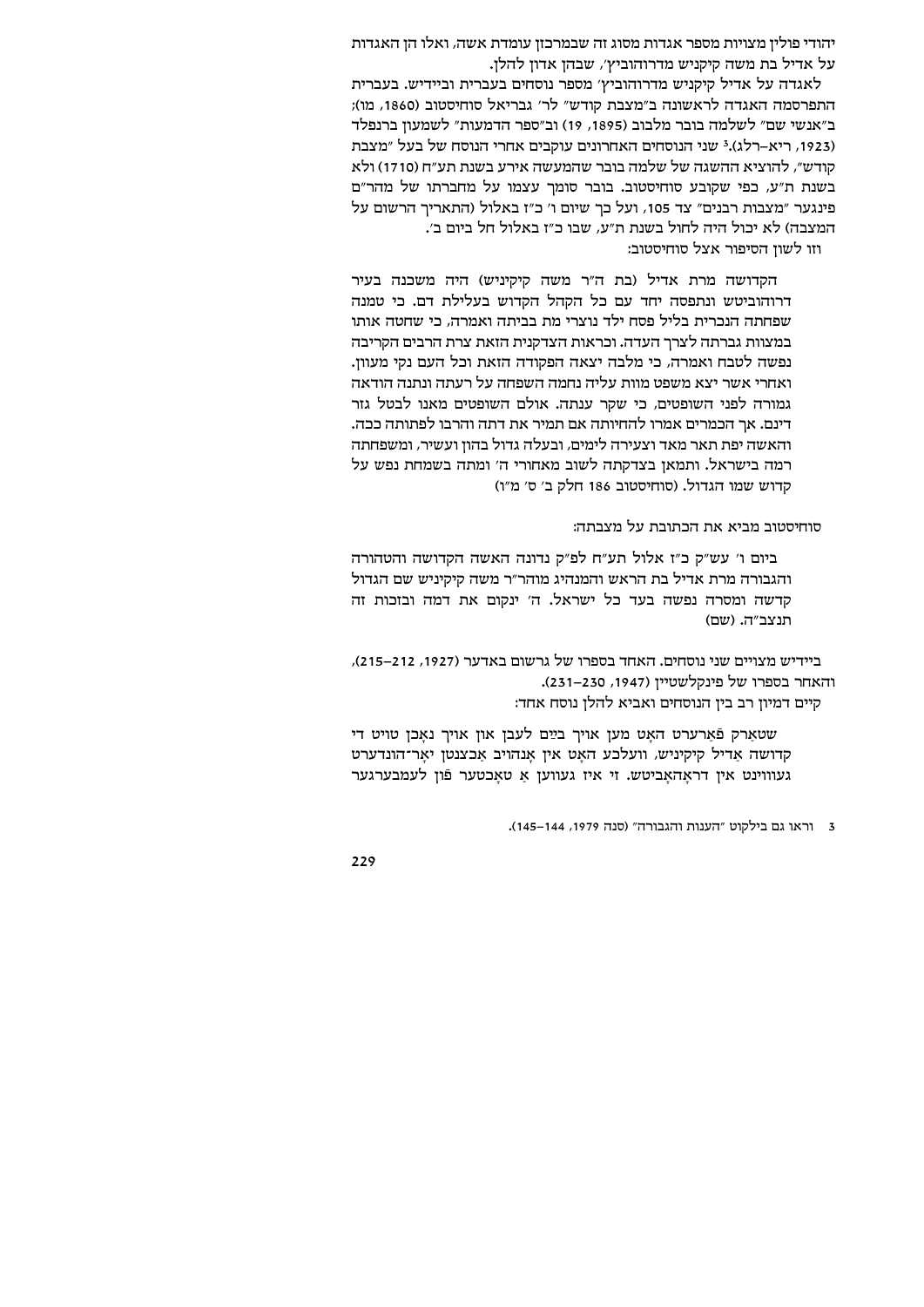יהודי פולין מצויות מספר אגדות מסוג זה שבמרכזן עומדת אשה, ואלו הן האגדות על אדיל בת משה קיקניש מדרוהוביץ׳, שבהן אדון להלן.

לאגדה על אדיל קיקניש מדרוהוביץ׳ מספר נוסחים בעברית וביידיש. בעברית התפרסמה האגדה לראשונה ב״מצבת קודש״ לר׳ גבריאל סוחיסטוב (1860, מו); ב״אנשי שם״ לשלמה בובר מלבוב (1895, 19) וב״ספר הדמעות״ לשמעון ברנפלד (1923, ריא–רלג).[3] שני הנוסחים האחרונים עוקבים אחרי הנוסח של בעל ״מצבת קודש״, להוציא ההשגה של שלמה בובר שהמעשה אירע בשנת תע״ח (1710) ולא בשנת ת״ע, כפי שקובע סוחיסטוב. בובר סומך עצמו על מחברתו של מהר״ם פינגער ״מצבות רבנים״ צד 105, ועל כך שיום ו׳ כ״ז באלול (התאריך הרשום על המצבה) לא יכול היה לחול בשנת ת״ע, שבו כ״ז באלול חל ביום ב׳.

וזו לשון הסיפור אצל סוחיסטוב:

> הקדושה מרת אדיל (בת ה״ר משה קיקיניש) היה משכנה בעיר דרוהוביטש ונתפסה יחד עם כל הקהל הקדוש בעלילת דם. כי טמנה שפחתה הנכרית בליל פסח ילד נוצרי מת בביתה ואמרה, כי שחטה אותו במצוות גברתה לצרך העדה. וכראות הצדקנית הזאת צרת הרבים הקריבה נפשה לטבח ואמרה, כי מלבה יצאה הפקודה הזאת וכל העם נקי מעוון. ואחרי אשר יצא משפט מוות עליה נחמה השפחה על רעתה ונתנה הודאה גמורה לפני השופטים, כי שקר ענתה. אולם השופטים מאנו לבטל גזר דינם. אך הכמרים אמרו להחיותה אם תמיר את דתה והרבו לפתותה ככה. והאשה יפת תאר מאד וצעירה לימים, ובעלה גדול בהון ועשיר, ומשפחתה רמה בישראל. ותמאן בצדקתה לשוב מאחורי ה׳ ומתה בשמחת נפש על קדוש שמו הגדול. (סוחיסטוב 186 חלק ב׳ ס׳ מ״ו)

סוחיסטוב מביא את הכתובת על מצבתה:

> ביום ו׳ עש״ק כ״ז אלול תע״ח לפ״ק נדונה האשה הקדושה והטהורה והגבורה מרת אדיל בת הראש והמנהיג מוהר״ר משה קיקיניש שם הגדול קדשה ומסרה נפשה בעד כל ישראל. ה׳ ינקום את דמה ובזכות זה תנצב״ה. (שם)

ביידיש מצויים שני נוסחים. האחד בספרו של גרשום באדער (1927, 212–215), והאחר בספרו של פינקלשטיין (1947, 230–231).

קיים דמיון רב בין הנוסחים ואביא להלן נוסח אחד:

> שטאַרק פֿאַרערט האָט מען אויך בײַם לעבן און אויך נאָכן טויט די קדושה אַדיל קיקיניש, וועלכע האָט אין אָנהויב אַכצנטן יאָר־הונדערט געוווינט אין דראָהאָביטש. זי איז געווען אַ טאָכטער פֿון לעמבערגער

3 וראו גם בילקוט ״הענות והגבורה״ (סנה 1979, 144–145).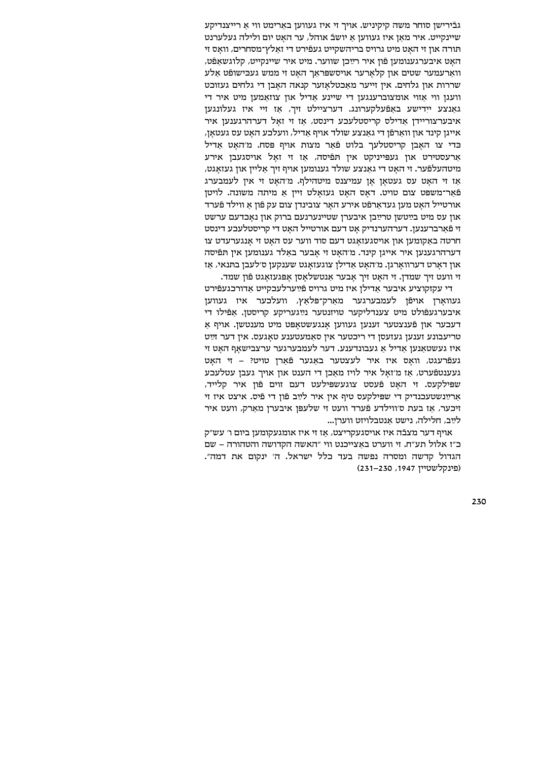גבֿירישן סוחר משה קיקיניש. אויך זי איז געווען באַרימט ווי אַ רייצנדיקע שיינקייט. איר מאַן איז געווען אַ יושבֿ אוהל, ער האָט יום ולילה געלערנט תּורה און זי האָט מיט גרויס בריהשקייט געפֿירט די זאַלץ־מסחרים, וואָס זי האָט איבערגענומען פֿון איר רײַכן שווער. מיט איר שיינקייט, קלוגשאַפֿט, וואַרעמער שטים און קלאָרער אויסשפּראַך האָט זי ממש געבישופֿט אַלע שררות און גלחים. אין זייער מאַכטלאָזער קנאה האָבן די גלחים געזוכט ווענן ווי אַזוי אומצוברענגען די שיינע אַדיל און צוזאַמען מיט איר די גאַנצע ייִדישע באַפֿעלקערונג. דערציילט זיך, אַז זיי איז געלונגען איבערצוריידן אַדילס קריסטלעכע דינסט, אַז זי זאָל דערהרגענען איר אייגן קינד און וואַרפֿן די גאַנצע שולד אויף אַדיל, וועלכע האָט עס געטאָן, כּדי צו האָבן קריסטלעך בלוט פֿאַר מצות אויף פּסח. מ'האָט אַדיל אַרעסטירט און געפּייניקט אין תּפֿיסה, אַז זי זאָל אויסגעבן אירע מיטהעלפֿער. זי האָט די גאַנצע שולד גענומען אויף זיך אַליין און געזאָגט, אַז זי האָט עס געטאָן אָן עמיצנס מיטהילף. מ'האָט זי אין לעמבערג פֿאַר־משפּט צום טויט. דאָס האָט געזאָלט זיין אַ מיתה משונה. לויטן אורטייל האָט מען געדאַרפֿט אירע האָר צובינדן צום עק פֿון אַ ווילד פֿערד און עס מיט בײַטשן טרײַבן איבערן שטיינערנעם ברוק און נאָכדעם ערשט זי פֿאַרברענען. דערהערנדיק אָט דעם אורטייל האָט די קריסטלעכע דינסט חרטה באַקומען און אויסגעזאָגט דעם סוד ווער עס האָט זי אָנגערעדט צו דערהרגענען איר אייגן קינד. מ'האָט זי אָבער באַלד גענומען אין תּפֿיסה און דאָרט דערוואָרגן. מ'האָט אַדילן צוגעזאָגט שענקען ס'לעבן בתנאי, אַז זי וועט זיך שמדן. זי האָט זיך אָבער אַנטשלאָסן אָפּגעזאָגט פֿון שמד.

די עקזקוציע איבער אַדילן איז מיט גרויס פֿײַערלעכקייט אַדורכגעפֿירט געוואָרן אויפֿן לעמבערגער מאַרק־פּלאַץ, וועלכער איז געווען איבערגעפֿולט מיט צענדליקער טויזנטער נײַגעריקע קריסטן. אַפֿילו די דעכער און פֿענצטער זענען געווען אָנגעשטאָפּט מיט מענטשן. אויף אַ טריבונע זענען געזעסן די ריכטער אין סאַמעטענע טאָגעס. אין דער זײַט איז געשטאַנען אַדיל אַ געבונדענע. דער לעמבערגער ערצבישאָף האָט זי געפֿרעגט, וואָס איז איר לעצטער באַגער פֿאַרן טויט? – זי האָט געענטפֿערט, אַז מ'זאָל איר לויז מאַכן די הענט און אויך געבן עטלעכע שפּילקעס. זי האָט פֿעסט צוגעשפּילעט דעם זוים פֿון איר קלייד, אַרײַנשטעכנדיק די שפּילקעס טיף אין איר לײַב פֿון די פֿיס. איצט איז זי זיכער, אַז בעת ס'ווילדע פֿערד וועט זי שלעפּן איבערן מאַרק, וועט איר לײַב, חלילה, נישט אַנטבלויזט ווערן...

אויף דער מצבֿה איז אויסגעקריצט, אַז זי איז אומגעקומען ביום ו' עש"ק כ"ז אלול תע"ח. זי ווערט באַצייכנט ווי "האשה הקדושה והטהורה – שם הגדול קדשה ומסרה נפשה בעד כלל ישראל. ה' ינקום את דמה".

(פינקלשטיין 1947, 230–231)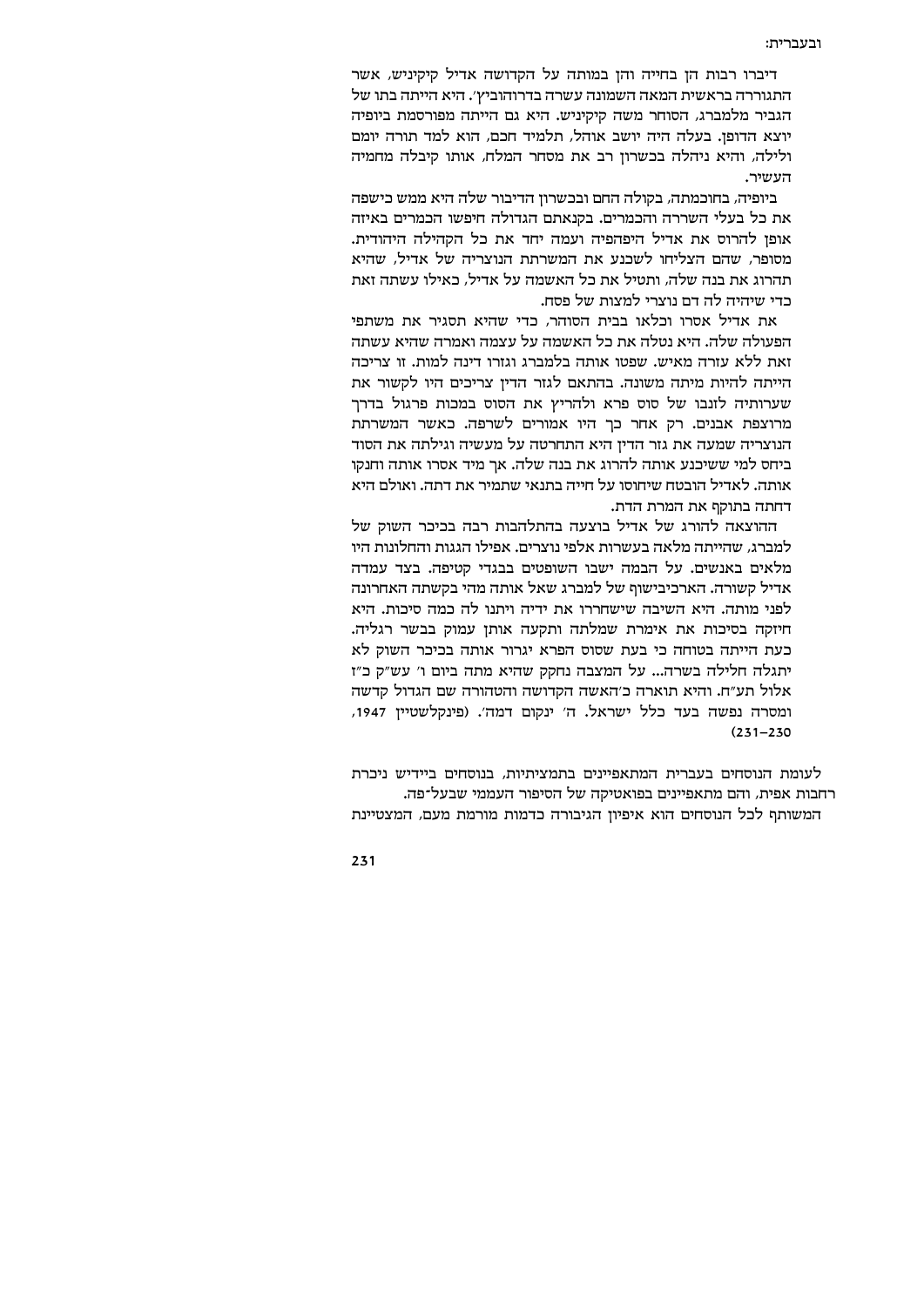ובעברית:

דיברו רבות הן בחייה והן במותה על הקדושה אדיל קיקיניש, אשר התגוררה בראשית המאה השמונה עשרה בדרוהוביץ'. היא הייתה בתו של הגביר מלמברג, הסוחר משה קיקיניש. היא גם הייתה מפורסמת ביופיה יוצא הדופן. בעלה היה יושב אוהל, תלמיד חכם, הוא למד תורה יומם ולילה, והיא ניהלה בכשרון רב את מסחר המלח, אותו קיבלה מחמיה העשיר.

ביופיה, בחוכמתה, בקולה החם ובכשרון הדיבור שלה היא ממש כישפה את כל בעלי השררה והכמרים. בקנאתם הגדולה חיפשו הכמרים באיזה אופן להרוס את אדיל היפהפיה ועמה יחד את כל הקהילה היהודית. מסופר, שהם הצליחו לשכנע את המשרתת הנוצריה של אדיל, שהיא תהרוג את בנה שלה, ותטיל את כל האשמה על אדיל, כאילו עשתה זאת כדי שיהיה לה דם נוצרי למצות של פסח.

את אדיל אסרו וכלאו בבית הסוהר, כדי שהיא תסגיר את משתפי הפעולה שלה. היא נטלה את כל האשמה על עצמה ואמרה שהיא עשתה זאת ללא עזרה מאיש. שפטו אותה בלמברג וגזרו דינה למות. זו צריכה הייתה להיות מיתה משונה. בהתאם לגזר הדין צריכים היו לקשור את שערותיה לזנבו של סוס פרא ולהריץ את הסוס במכות פרגול בדרך מרוצפת אבנים. רק אחר כך היו אמורים לשרפה. כאשר המשרתת הנוצריה שמעה את גזר הדין היא התחרטה על מעשיה וגילתה את הסוד ביחס למי ששיכנע אותה להרוג את בנה שלה. אך מיד אסרו אותה וחנקו אותה. לאדיל הובטח שיחוסו על חייה בתנאי שתמיר את דתה. ואולם היא דחתה בתוקף את המרת הדת.

ההוצאה להורג של אדיל בוצעה בהתלהבות רבה בכיכר השוק של למברג, שהייתה מלאה בעשרות אלפי נוצרים. אפילו הגגות והחלונות היו מלאים באנשים. על הבמה ישבו השופטים בבגדי קטיפה. בצד עמדה אדיל קשורה. הארכיבישוף של למברג שאל אותה מהי בקשתה האחרונה לפני מותה. היא השיבה שישחררו את ידיה ויתנו לה כמה סיכות. היא חיזקה בסיכות את אימרת שמלתה ותקעה אותן עמוק בבשר רגליה. כעת הייתה בטוחה כי בעת שסוס הפרא יגרור אותה בכיכר השוק לא יתגלה חלילה בשרה... על המצבה נחקק שהיא מתה ביום ו' עש"ק כ"ז אלול תע"ח. והיא תוארה כ'האשה הקדושה והטהורה שם הגדול קדשה ומסרה נפשה בעד כלל ישראל. ה' ינקום דמה'. (פינקלשטיין, 1947, 231–230)

לעומת הנוסחים בעברית המתאפיינים בתמציתיות, בנוסחים ביידיש ניכרת רחבות אפית, והם מתאפיינים בפואטיקה של הסיפור העממי שבעל־פה.

המשותף לכל הנוסחים הוא איפיון הגיבורה כדמות מורמת מעם, המצטיינת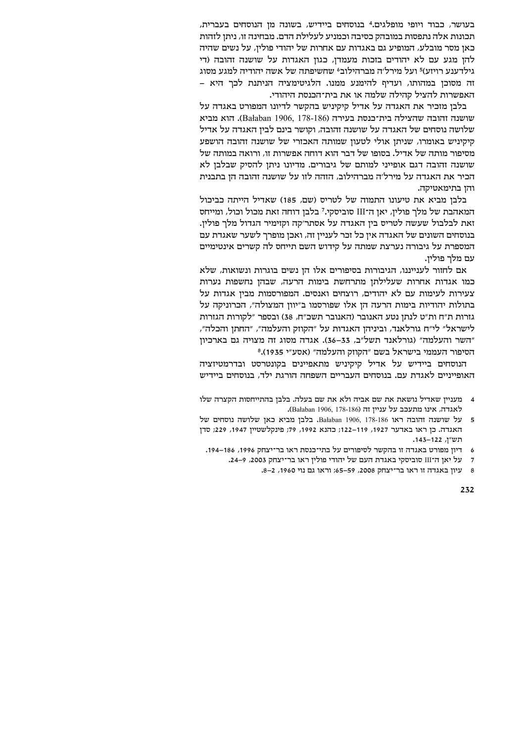בעושר, כבוד ויופי מופלגים.[4] בנוסחים ביידיש, בשונה מן הנוסחים בעברית, תכונות אלה נתפסות במובהק כסיבה וכמניע לעלילת הדם. מבחינה זו, ניתן לזהות כאן מסר מובלע, המופיע גם באגדות עם אחרות של יהודי פולין, על נשים שהיה להן מגע עם לא יהודים בזכות מעמדן, כגון האגדות על שושנה זהובה (די גילדענע רויזע)[5] ועל מירל'ה מברהילוב[6] שחשיפתה של אשה יהודיה למגע מסוג זה מסוכן במהותו, ועדיף להימנע ממנו. הלגיטימציה הניתנת לכך היא – האפשרות להציל קהילה שלמה או את בית־הכנסת היהודי.

בלבן מזכיר את האגדה על אדיל קיקיניש בהקשר לדיונו המפורט באגדה על שושנה זהובה שהצילה בית־כנסת בעירה (Bałaban 1906, 178-186). הוא מביא שלושה נוסחים של האגדה על שושנה זהובה, וקושר בינם לבין האגדה על אדיל קיקיניש באומרו, שניתן אולי לטעון שמותה האכזרי של שושנה זהובה הושפע מסיפור מותה של אדיל. בסופו של דבר הוא דוחה אפשרות זו, ורואה במותה של שושנה זהובה דגם אופייני למותם של גיבורים. מדיונו ניתן להסיק שבלבן לא הכיר את האגדה על מירל'ה מברהילוב, הזהה לזו על שושנה זהובה הן בתבנית והן בתימאטיקה.

בלבן מביא את טיעונו התמוה של לטריס (שם, 185) שאדיל הייתה כביכול המאהבת של מלך פולין, יאן ה־III סוביסקי.[7] בלבן דוחה זאת מכול וכול, ומייחס זאת לבלבול שעשה לטריס בין האגדה על אסתר'קה וקזימיר הגדול מלך פולין. בנוסחים השונים של האגדה אין כל זכר לעניין זה, ואכן מופרך לשער שאגדת עם המספרת על גיבורה נערצת שמתה על קידוש השם תייחס לה קשרים אינטימיים עם מלך פולין.

אם לחזור לענייננו, הגיבורות בסיפורים אלו הן נשים בוגרות ונשואות, שלא כמו אגדות אחרות שעלילתן מתרחשת בימות הרעה, שבהן נחשפות נערות צעירות לעימות עם לא יהודים, רוצחים ואנסים. המפורסמות מבין אגדות על בתולות יהודיות בימות הרעה הן אלו שפורסמו ב"יוון המצולה", הכרוניקה על גזרות ת"ח ות"ט לנתן נטע האנובר (האנובר תשכ"ח, 38) ובספר "לקורות הגזרות לישראל" לי"ח גורלאנד, וביניהן האגדות על "הקוזק והעלמה", "החתן והכלה", "השר והעלמה" (גורלאנד תשל"ב, 33–36). אגדה מסוג זה מצויה גם בארכיון הסיפור העממי בישראל בשם "הקוזק והעלמה" (אסע"י 1935).[8]

הנוסחים ביידיש על אדיל קיקיניש מתאפיינים בקונטרסט ובדרמטיזציה האופייניים לאגדת עם. בנוסחים העבריים השפחה הורגת ילד, בנוסחים ביידיש

4 מעניין שאדיל נושאת את שם אביה ולא את שם בעלה. בלבן בהתייחסות הקצרה שלו לאגדה, אינו מתעכב על עניין זה (Bałaban 1906, 178-186).

5 על שושנה זהובה ראו Bałaban 1906, 178-186. בלבן מביא כאן שלושה נוסחים של האגדה. כן ראו באדער 1927, 119–122; כהנא 1992, 79; פינקלשטיין 1947, 229; סדן תש"ן, 122–143.

6 דיון מפורט באגדה זו בהקשר לסיפורים על בתי־כנסת ראו בר־יצחק 1996, 186–194.

7 על יאן ה־III סוביסקי באגדת העם של יהודי פולין ראו בר־יצחק 2003, 9–24.

8 עיון באגדה זו ראו בר־יצחק 2008, 59–65; וראו גם נוי 1960, 2–8.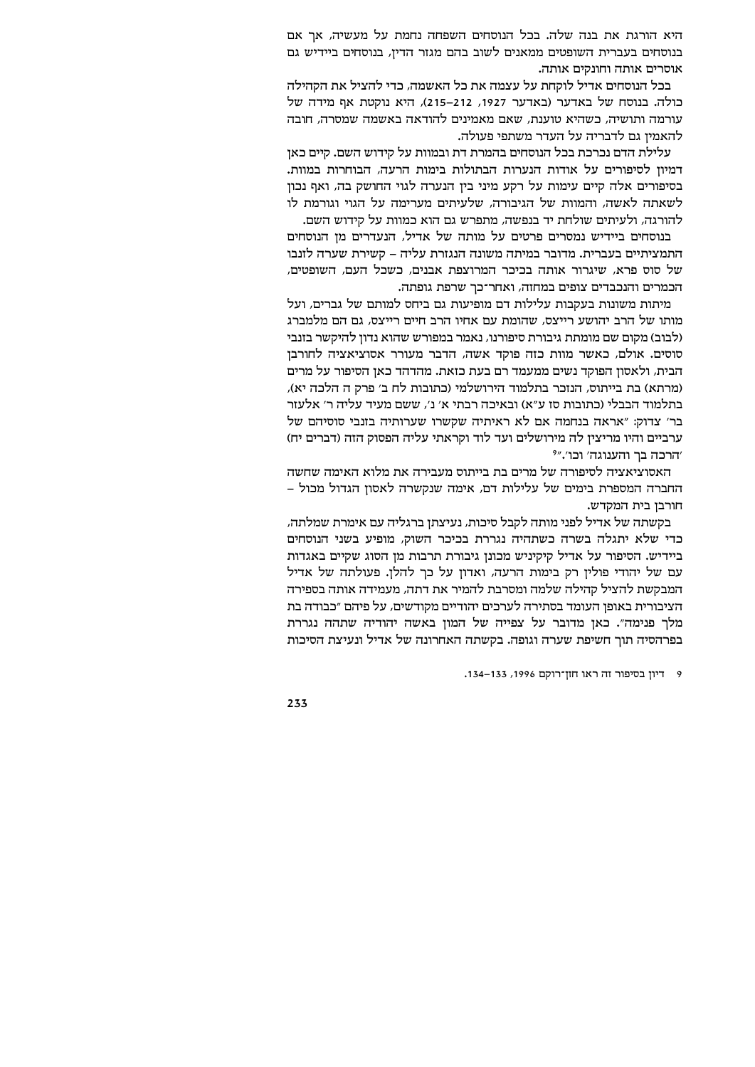היא הורגת את בנה שלה. בכל הנוסחים השפחה נחמת על מעשיה, אך אם בנוסחים בעברית השופטים ממאנים לשוב בהם מגזר הדין, בנוסחים ביידיש גם אוסרים אותה וחונקים אותה.

בכל הנוסחים אדיל לוקחת על עצמה את כל האשמה, כדי להציל את הקהילה כולה. בנוסח של באדער (באדער 1927, 212–215), היא נוקטת אף מידה של עורמה ותושיה, כשהיא טוענת, שאם מאמינים להודאה באשמה שמסרה, חובה להאמין גם לדבריה על העדר משתפי פעולה.

עלילת הדם נכרכת בכל הנוסחים בהמרת דת ובמוות על קידוש השם. קיים כאן דמיון לסיפורים על אודות הנערות הבתולות בימות הרעה, הבוחרות במוות. בסיפורים אלה קיים עימות על רקע מיני בין הנערה לגוי החושק בה, ואף נכון לשאתה לאשה, והמוות של הגיבורה, שלעיתים מערימה על הגוי וגורמת לו להורגה, ולעיתים שולחת יד בנפשה, מתפרש גם הוא כמוות על קידוש השם.

בנוסחים ביידיש נמסרים פרטים על מותה של אדיל, הנעדרים מן הנוסחים התמציתיים בעברית. מדובר במיתה משונה הנגזרת עליה – קשירת שערה לזנבו של סוס פרא, שיגרור אותה בכיכר המרוצפת אבנים, כשכל העם, השופטים, הכמרים והנכבדים צופים במחזה, ואחר־כך שרפת גופתה.

מיתות משונות בעקבות עלילות דם מופיעות גם ביחס למותם של גברים, ועל מותו של הרב יהושע רייצס, שהומת עם אחיו הרב חיים רייצס, גם הם מלמברג (לבוב) מקום שם מומתת גיבורת סיפורנו, נאמר במפורש שהוא נדון להיקשר בזנבי סוסים. אולם, כאשר מוות כזה פוקד אשה, הדבר מעורר אסוציאציה לחורבן הבית, ולאסון הפוקד נשים ממעמד רם בעת כזאת. מהדהד כאן הסיפור על מרים (מרתא) בת בייתוס, הנזכר בתלמוד הירושלמי (כתובות לח ב׳ פרק ה הלכה יא), בתלמוד הבבלי (כתובות סז ע״א) ובאיכה רבתי א׳ נ׳, ששם מעיד עליה ר׳ אלעזר בר׳ צדוק: ״אראה בנחמה אם לא ראיתיה שקשרו שערותיה בזנבי סוסיהם של ערביים והיו מריצין לה מירושלים ועד לוד וקראתי עליה הפסוק הזה (דברים יח) ׳הרכה בך והענוגה׳ וכו׳.״[9]

האסוציאציה לסיפורה של מרים בת בייתוס מעבירה את מלוא האימה שחשה החברה המספרת בימים של עלילות דם, אימה שנקשרה לאסון הגדול מכול – חורבן בית המקדש.

בקשתה של אדיל לפני מותה לקבל סיכות, נעיצתן ברגליה עם אימרת שמלתה, כדי שלא יתגלה בשרה כשתהיה נגררת בכיכר השוק, מופיע בשני הנוסחים ביידיש. הסיפור על אדיל קיקיניש מכונן גיבורת תרבות מן הסוג שקיים באגדות עם של יהודי פולין רק בימות הרעה, ואדון על כך להלן. פעולתה של אדיל המבקשת להציל קהילה שלמה ומסרבת להמיר את דתה, מעמידה אותה בספירה הציבורית באופן העומד בסתירה לערכים יהודיים מקודשים, על פיהם ״כבודה בת מלך פנימה״. כאן מדובר על צפייה של המון באשה יהודיה שתהה נגררת בפרהסיה תוך חשיפת שערה וגופה. בקשתה האחרונה של אדיל ונעיצת הסיכות

9 דיון בסיפור זה ראו חזן־רוקם 1996, 133–134.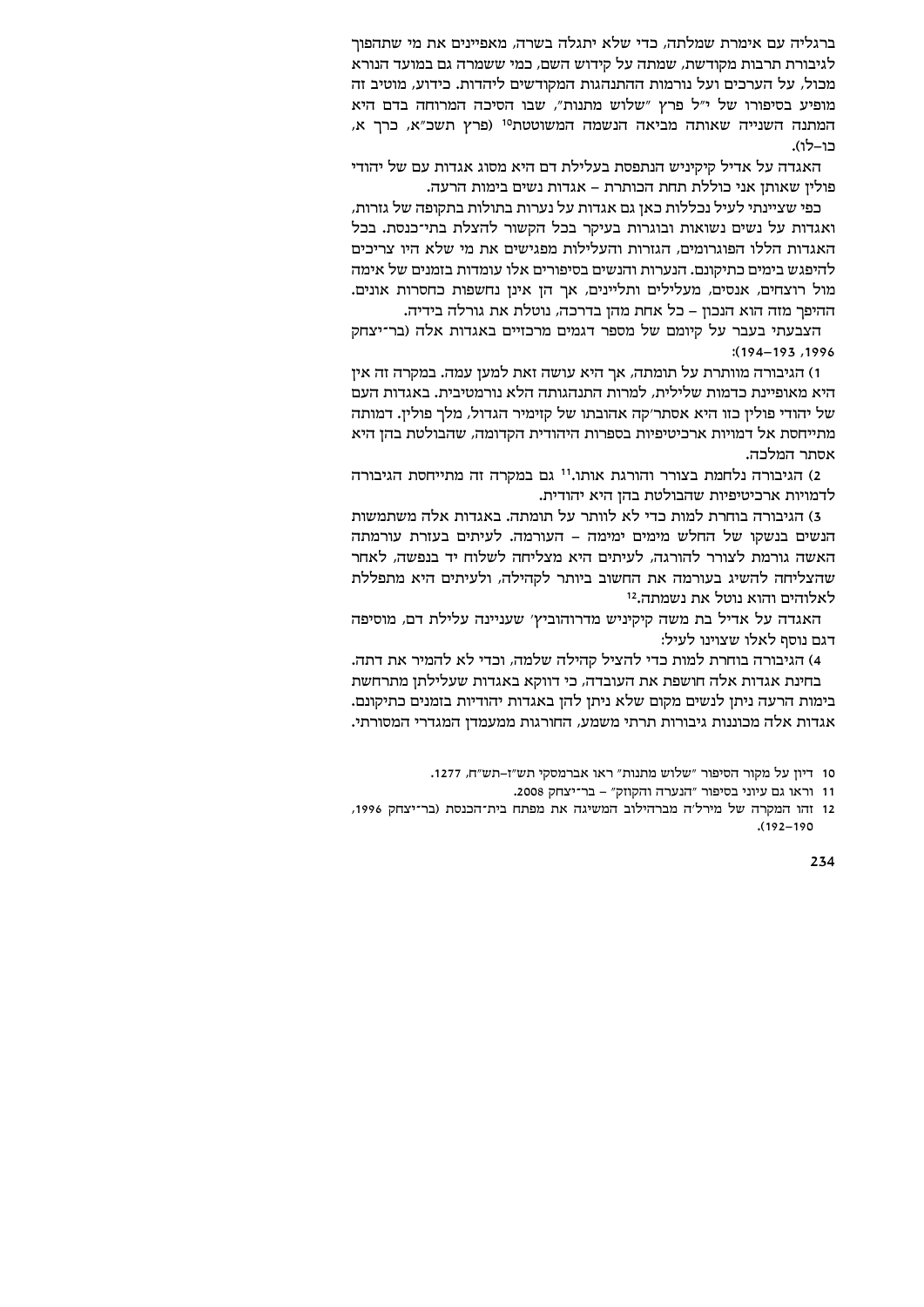ברגליה עם אימרת שמלתה, כדי שלא יתגלה בשרה, מאפיינים את מי שתהפוך לגיבורת תרבות מקודשת, שמתה על קידוש השם, כמי ששמרה גם במועד הנורא מכול, על הערכים ועל נורמות ההתנהגות המקודשים ליהדות. כידוע, מוטיב זה מופיע בסיפורו של י"ל פרץ "שלוש מתנות", שבו הסיכה המרוחה בדם היא המתנה השנייה שאותה מביאה הנשמה המשוטטת[10] (פרץ תשכ"א, כרך א, כו–לז).

האגדה על אדיל קיקיניש הנתפסת בעלילת דם היא מסוג אגדות עם של יהודי פולין שאותן אני כוללת תחת הכותרת – אגדות נשים בימות הרעה.

כפי שציינתי לעיל נכללות כאן גם אגדות על נערות בתולות בתקופה של גזרות, ואגדות על נשים נשואות ובוגרות בעיקר בכל הקשור להצלת בתי־כנסת. בכל האגדות הללו הפוגרומים, הגזרות והעלילות מפגישים את מי שלא היו צריכים להיפגש בימים כתיקונם. הנערות והנשים בסיפורים אלו עומדות בזמנים של אימה מול רוצחים, אנסים, מעלילים ותליינים, אך הן אינן נחשפות כחסרות אונים. ההיפך מזה הוא הנכון – כל אחת מהן בדרכה, נוטלת את גורלה בידיה.

הצבעתי בעבר על קיומם של מספר דגמים מרכזיים באגדות אלה (בר־יצחק 1996, 193–194):

1) הגיבורה מוותרת על תומתה, אך היא עושה זאת למען עמה. במקרה זה אין היא מאופיינת כדמות שלילית, למרות התנהגותה הלא נורמטיבית. באגדות העם של יהודי פולין כזו היא אסתר'קה אהובתו של קזימיר הגדול, מלך פולין. דמותה מתייחסת אל דמויות ארכיטיפיות בספרות היהודית הקדומה, שהבולטת בהן היא אסתר המלכה.

2) הגיבורה נלחמת בצורר והורגת אותו.[11] גם במקרה זה מתייחסת הגיבורה לדמויות ארכיטיפיות שהבולטת בהן היא יהודית.

3) הגיבורה בוחרת למות כדי לא לוותר על תומתה. באגדות אלה משתמשות הנשים בנשקו של החלש מימים ימימה – הערמה. לעיתים בעזרת עורמתה האשה גורמת לצורר להורגה, לעיתים היא מצליחה לשלוח יד בנפשה, לאחר שהצליחה להשיג בעורמה את החשוב ביותר לקהילה, ולעיתים היא מתפללת לאלוהים והוא נוטל את נשמתה.[12]

האגדה על אדיל בת משה קיקיניש מדרוהוביץ' שעניינה עלילת דם, מוסיפה דגם נוסף לאלו שצוינו לעיל:

4) הגיבורה בוחרת למות כדי להציל קהילה שלמה, וכדי לא להמיר את דתה.

בחינת אגדות אלה חושפת את העובדה, כי דווקא באגדות שעלילתן מתרחשת בימות הרעה ניתן מקום לנשים שלא ניתן להן באגדות יהודיות בזמנים כתיקונם. אגדות אלה מכוננות גיבורות תרתי משמע, החורגות ממעמדן המגדרי המסורתי.

---

10 דיון על מקור הסיפור "שלוש מתנות" ראו אברמסקי תש"ז–תש"ח, 1277.

11 וראו גם עיוני בסיפור "הנערה והקוזק" – בר־יצחק 2008.

12 זהו המקרה של מירל'ה מברהילוב המשיגה את מפתח בית־הכנסת (בר־יצחק 1996, 190–192).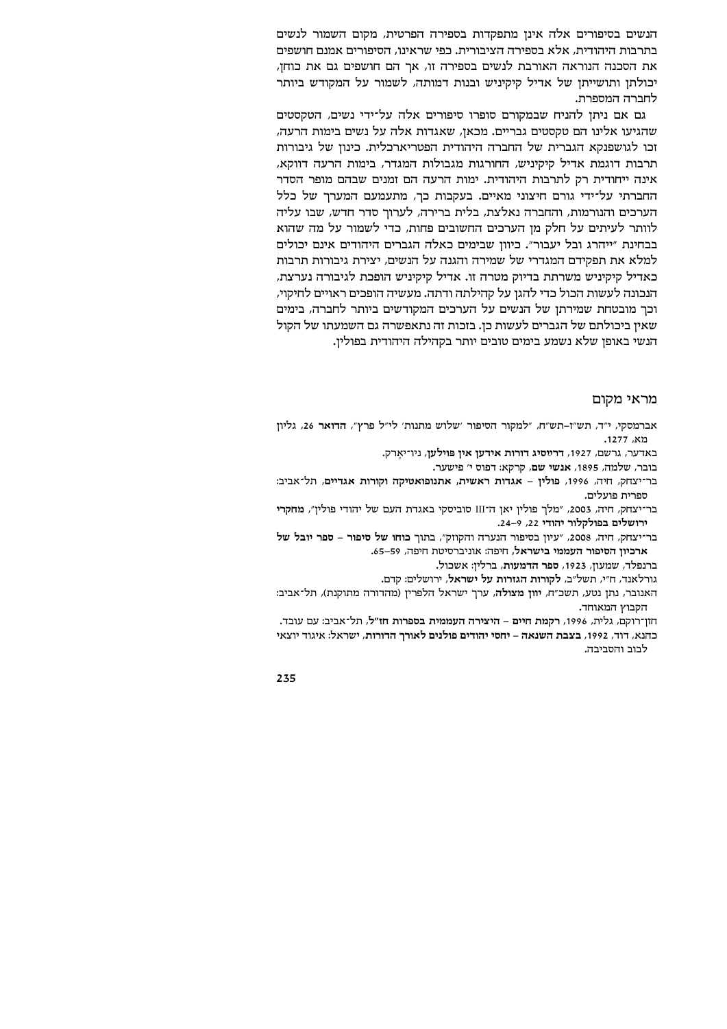הנשים בסיפורים אלה אינן מתפקדות בספירה הפרטית, מקום השמור לנשים בתרבות היהודית, אלא בספירה הציבורית. כפי שראינו, הסיפורים אמנם חושפים את הסכנה הנוראה האורבת לנשים בספירה זו, אך הם חושפים גם את כוחן, יכולתן ותושייתן של אדיל קיקיניש ובנות דמותה, לשמור על המקודש ביותר לחברה המספרת.

גם אם ניתן להניח שבמקורם סופרו סיפורים אלה על־ידי נשים, הטקסטים שהגיעו אלינו הם טקסטים גבריים. מכאן, שאגדות אלה על נשים בימות הרעה, זכו לגושפנקא הגברית של החברה היהודית הפטריארכלית. כינון של גיבורות תרבות דוגמת אדיל קיקיניש, החורגות מגבולות המגדר, בימות הרעה דווקא, אינה ייחודית רק לתרבות היהודית. ימות הרעה הם זמנים שבהם מופר הסדר החברתי על־ידי גורם חיצוני מאיים. בעקבות כך, מתעמעם המערך של כלל הערכים והנורמות, והחברה נאלצת, בלית ברירה, לערוך סדר חדש, שבו עליה לוותר לעיתים על חלק מן הערכים החשובים פחות, כדי לשמור על מה שהוא בבחינת "ייהרג ובל יעבור". כיוון שבימים כאלה הגברים היהודים אינם יכולים למלא את תפקידם המגדרי של שמירה והגנה על הנשים, יצירת גיבורות תרבות כאדיל קיקיניש משרתת בדיוק מטרה זו. אדיל קיקיניש הופכת לגיבורה נערצת, הנכונה לעשות הכול כדי להגן על קהילתה ודתה. מעשיה הופכים ראויים לחיקוי, וכך מובטחת שמירתן של הנשים על הערכים המקודשים ביותר לחברה, בימים שאין ביכולתם של הגברים לעשות כן. בזכות זה נתאפשרה גם השמעתו של הקול הנשי באופן שלא נשמע בימים טובים יותר בקהילה היהודית בפולין.

## מראי מקום

אברמסקי, י"ד, תש"ז–תש"ח, "למקור הסיפור 'שלוש מתנות' לי"ל פרץ", **הדואר** 26, גליון מא, 1277.

באדער, גרשם, 1927, **דרײַסיג דורות אידען אין פּוילען**, ניו־יאָרק.

בובר, שלמה, 1895, **אנשי שם**, קרקא: דפוס י' פישער.

בר־יצחק, חיה, 1996, **פולין – אגדות ראשית, אתנופואטיקה וקורות אגדיים**, תל־אביב: ספרית פועלים.

בר־יצחק, חיה, 2003, "מלך פולין יאן ה־III סוביסקי באגדת העם של יהודי פולין", **מחקרי ירושלים בפולקלור יהודי** 22, 9–24.

בר־יצחק, חיה, 2008, "עיון בסיפור הנערה והקוזק", בתוך **כוחו של סיפור – ספר יובל של ארכיון הסיפור העממי בישראל**, חיפה: אוניברסיטת חיפה, 59–65.

ברנפלד, שמעון, 1923, **ספר הדמעות**, ברלין: אשכול.

גורלאנד, ח"י, תשל"ב, **לקורות הגזרות על ישראל**, ירושלים: קדם.

האנובר, נתן נטע, תשכ"ח, **יוון מצולה**, ערך ישראל הלפרין (מהדורה מתוקנת), תל־אביב: הקבוץ המאוחד.

חזן־רוקם, גלית, 1996, **רקמת חיים – היצירה העממית בספרות חז"ל**, תל־אביב: עם עובד.

כהנא, דוד, 1992, **בצבת השנאה – יחסי יהודים פולנים לאורך הדורות**, ישראל: איגוד יוצאי לבוב והסביבה.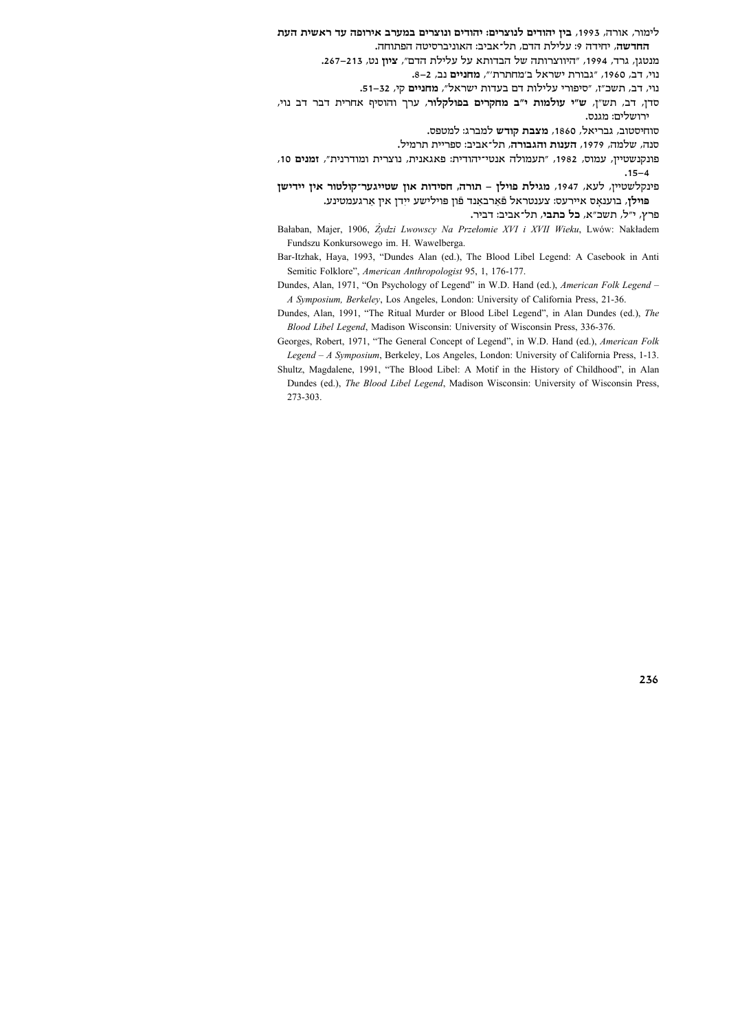לימור, אורה, 1993, **בין יהודים לנוצרים: יהודים ונוצרים במערב אירופה עד ראשית העת החדשה**, יחידה 9: עלילת הדם, תל־אביב: האוניברסיטה הפתוחה.

מנטגן, גרד, 1994, "היווצרותה של הבדותא על עלילת הדם", **ציון** נט, 213–267.

נוי, דב, 1960, "גבורת ישראל ב'מחתרת'", **מחניים** נב, 2–8.

נוי, דב, תשכ"ז, "סיפורי עלילות דם בעדות ישראל", **מחניים** קי, 32–51.

סדן, דב, תש"ן, **ש"י עולמות י"ב מחקרים בפולקלור**, ערך והוסיף אחרית דבר דב נוי, ירושלים: מגנס.

סוחיסטוב, גבריאל, 1860, **מצבת קודש** למברג: למטפס.

סנה, שלמה, 1979, **הענות והגבורה**, תל־אביב: ספריית תרמיל.

פונקנשטיין, עמוס, 1982, "תעמולה אנטי־יהודית: פאגאנית, נוצרית ומודרנית", **זמנים** 10, 4–15.

פינקלשטיין, לעא, 1947, **מגילת פוילן – תורה, חסידות און שטייגער־קולטור אין יידישן פוילן**, בועגאָס איירעס: צענטראל פֿאַרבאַנד פֿון פוילישע יידן אין אַרגעמטינע.

פרץ, י"ל, תשכ"א, **כל כתבי**, תל־אביב: דביר.

Bałaban, Majer, 1906, *Żydzi Lwowscy Na Przełomie XVI i XVII Wieku*, Lwów: Nakładem Fundszu Konkursowego im. H. Wawelberga.

Bar-Itzhak, Haya, 1993, "Dundes Alan (ed.), The Blood Libel Legend: A Casebook in Anti Semitic Folklore", *American Anthropologist* 95, 1, 176-177.

Dundes, Alan, 1971, "On Psychology of Legend" in W.D. Hand (ed.), *American Folk Legend – A Symposium, Berkeley*, Los Angeles, London: University of California Press, 21-36.

Dundes, Alan, 1991, "The Ritual Murder or Blood Libel Legend", in Alan Dundes (ed.), *The Blood Libel Legend*, Madison Wisconsin: University of Wisconsin Press, 336-376.

Georges, Robert, 1971, "The General Concept of Legend", in W.D. Hand (ed.), *American Folk Legend – A Symposium*, Berkeley, Los Angeles, London: University of California Press, 1-13.

Shultz, Magdalene, 1991, "The Blood Libel: A Motif in the History of Childhood", in Alan Dundes (ed.), *The Blood Libel Legend*, Madison Wisconsin: University of Wisconsin Press, 273-303.